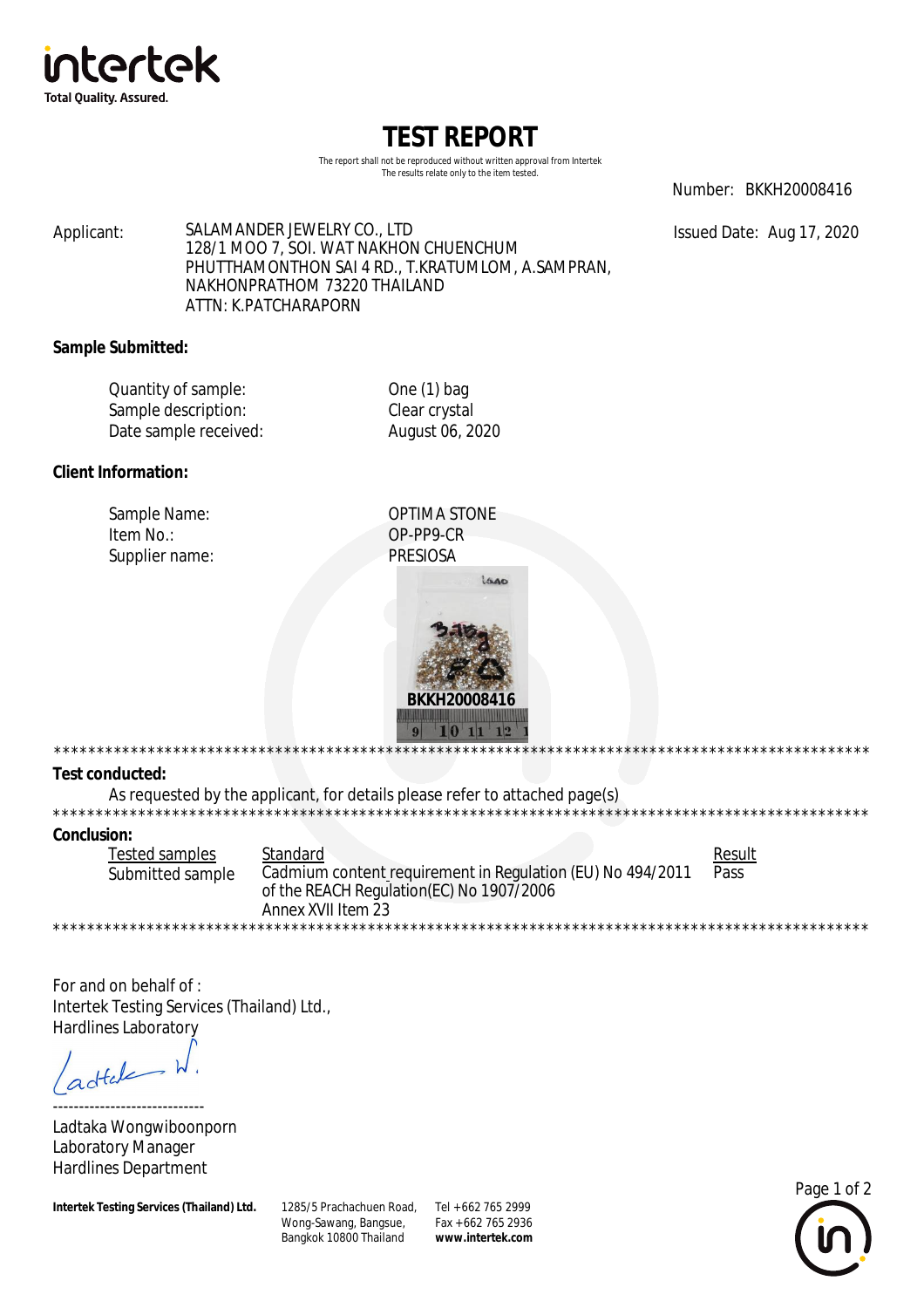intertek
Total Quality. Assured.

# TEST REPORT

The report shall not be reproduced without written approval from Intertek
The results relate only to the item tested.

Number: BKKH20008416

Issued Date: Aug 17, 2020

Applicant: SALAMANDER JEWELRY CO., LTD
128/1 MOO 7, SOI. WAT NAKHON CHUENCHUM
PHUTTHAMONTHON SAI 4 RD., T.KRATUMLOM, A.SAMPRAN,
NAKHONPRATHOM 73220 THAILAND
ATTN: K.PATCHARAPORN

**Sample Submitted:**

| | |
|---|---|
| Quantity of sample: | One (1) bag |
| Sample description: | Clear crystal |
| Date sample received: | August 06, 2020 |

**Client Information:**

| | |
|---|---|
| Sample Name: | OPTIMA STONE |
| Item No.: | OP-PP9-CR |
| Supplier name: | PRESIOSA |

BKKH20008416

****************************************************************************************************

**Test conducted:**

As requested by the applicant, for details please refer to attached page(s)

****************************************************************************************************

**Conclusion:**

| Tested samples | Standard | Result |
|---|---|---|
| Submitted sample | Cadmium content requirement in Regulation (EU) No 494/2011 of the REACH Regulation(EC) No 1907/2006 Annex XVII Item 23 | Pass |

****************************************************************************************************

For and on behalf of :
Intertek Testing Services (Thailand) Ltd.,
Hardlines Laboratory

-----------------------------
Ladtaka Wongwiboonporn
Laboratory Manager
Hardlines Department

**Intertek Testing Services (Thailand) Ltd.** 1285/5 Prachachuen Road, Wong-Sawang, Bangsue, Bangkok 10800 Thailand Tel +662 765 2999 Fax +662 765 2936 **www.intertek.com**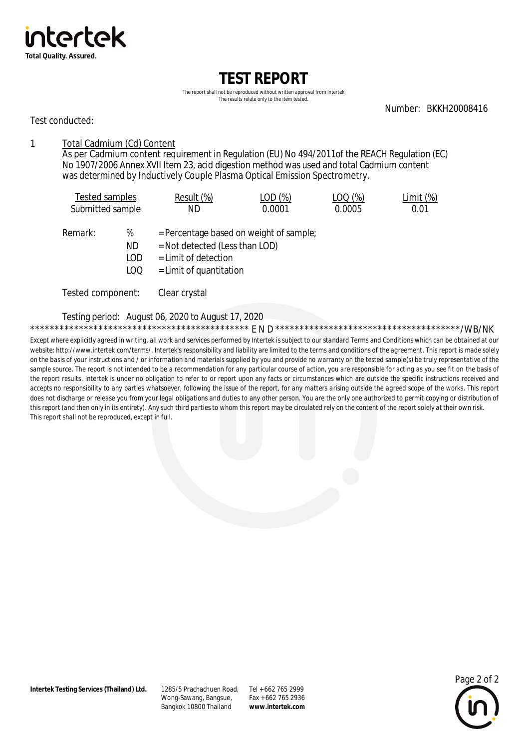# TEST REPORT

The report shall not be reproduced without written approval from Intertek
The results relate only to the item tested.

Number: BKKH20008416

Test conducted:

1 Total Cadmium (Cd) Content

As per Cadmium content requirement in Regulation (EU) No 494/2011of the REACH Regulation (EC) No 1907/2006 Annex XVII Item 23, acid digestion method was used and total Cadmium content was determined by Inductively Couple Plasma Optical Emission Spectrometry.

| Tested samples | Result (%) | LOD (%) | LOQ (%) | Limit (%) |
|---|---|---|---|---|
| Submitted sample | ND | 0.0001 | 0.0005 | 0.01 |

Remark:

- % = Percentage based on weight of sample;
- ND = Not detected (Less than LOD)
- LOD = Limit of detection
- LOQ = Limit of quantitation

Tested component: Clear crystal

Testing period: August 06, 2020 to August 17, 2020

******************************************** E N D *************************************/WB/NK

*Except where explicitly agreed in writing, all work and services performed by Intertek is subject to our standard Terms and Conditions which can be obtained at our website: http://www.intertek.com/terms/. Intertek's responsibility and liability are limited to the terms and conditions of the agreement. This report is made solely on the basis of your instructions and / or information and materials supplied by you and provide no warranty on the tested sample(s) be truly representative of the sample source. The report is not intended to be a recommendation for any particular course of action, you are responsible for acting as you see fit on the basis of the report results. Intertek is under no obligation to refer to or report upon any facts or circumstances which are outside the specific instructions received and accepts no responsibility to any parties whatsoever, following the issue of the report, for any matters arising outside the agreed scope of the works. This report does not discharge or release you from your legal obligations and duties to any other person. You are the only one authorized to permit copying or distribution of this report (and then only in its entirety). Any such third parties to whom this report may be circulated rely on the content of the report solely at their own risk. This report shall not be reproduced, except in full.*

**Intertek Testing Services (Thailand) Ltd.** 1285/5 Prachachuen Road, Wong-Sawang, Bangsue, Bangkok 10800 Thailand Tel +662 765 2999 Fax +662 765 2936 **www.intertek.com**